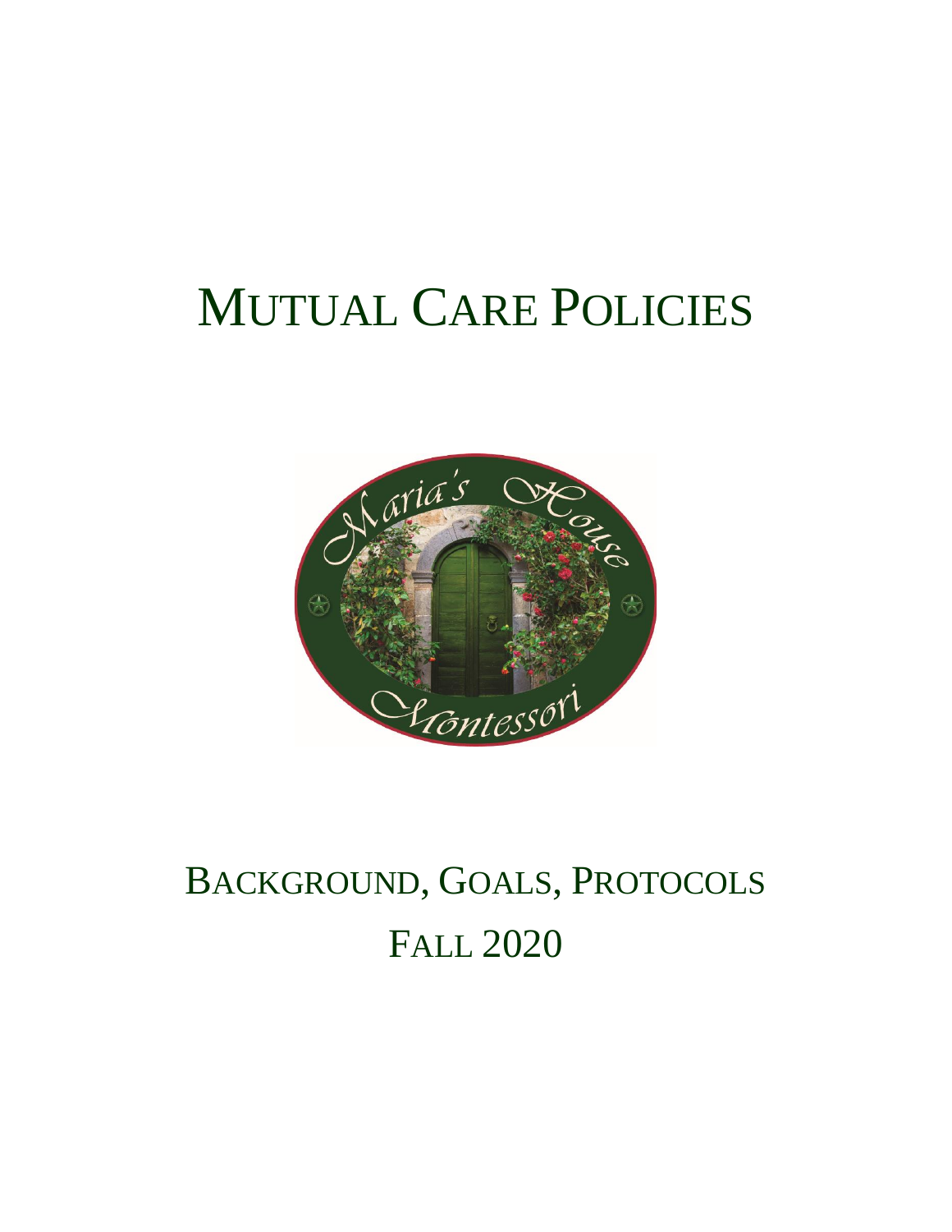# MUTUAL CARE POLICIES

## BACKGROUND, GOALS, PROTOCOLS

## FALL 2020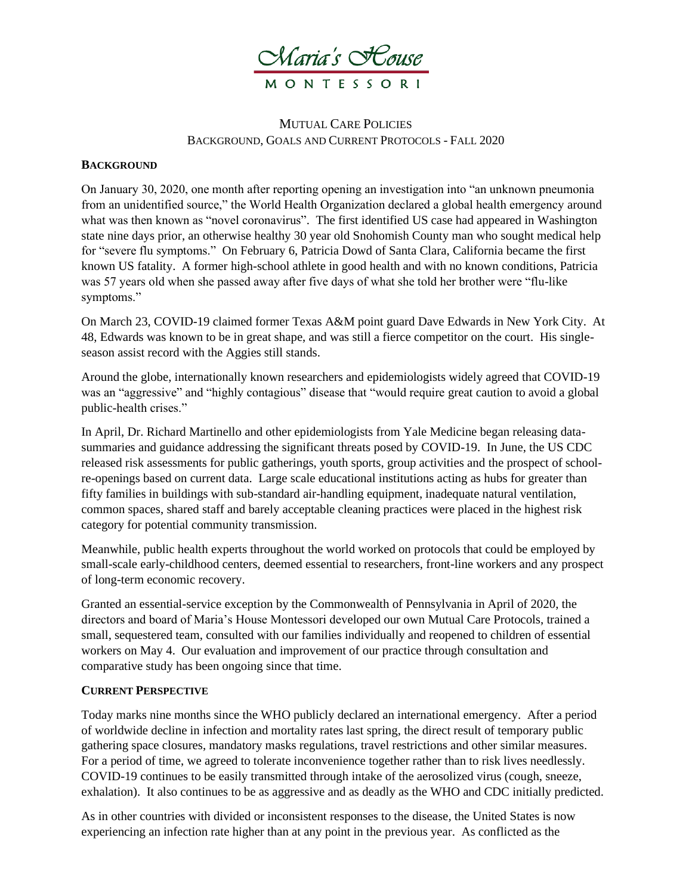# Maria's House

MONTESSORI

## MUTUAL CARE POLICIES
### BACKGROUND, GOALS AND CURRENT PROTOCOLS - FALL 2020

**BACKGROUND**

On January 30, 2020, one month after reporting opening an investigation into "an unknown pneumonia from an unidentified source," the World Health Organization declared a global health emergency around what was then known as "novel coronavirus". The first identified US case had appeared in Washington state nine days prior, an otherwise healthy 30 year old Snohomish County man who sought medical help for "severe flu symptoms." On February 6, Patricia Dowd of Santa Clara, California became the first known US fatality. A former high-school athlete in good health and with no known conditions, Patricia was 57 years old when she passed away after five days of what she told her brother were "flu-like symptoms."

On March 23, COVID-19 claimed former Texas A&M point guard Dave Edwards in New York City. At 48, Edwards was known to be in great shape, and was still a fierce competitor on the court. His single-season assist record with the Aggies still stands.

Around the globe, internationally known researchers and epidemiologists widely agreed that COVID-19 was an "aggressive" and "highly contagious" disease that "would require great caution to avoid a global public-health crises."

In April, Dr. Richard Martinello and other epidemiologists from Yale Medicine began releasing data-summaries and guidance addressing the significant threats posed by COVID-19. In June, the US CDC released risk assessments for public gatherings, youth sports, group activities and the prospect of school-re-openings based on current data. Large scale educational institutions acting as hubs for greater than fifty families in buildings with sub-standard air-handling equipment, inadequate natural ventilation, common spaces, shared staff and barely acceptable cleaning practices were placed in the highest risk category for potential community transmission.

Meanwhile, public health experts throughout the world worked on protocols that could be employed by small-scale early-childhood centers, deemed essential to researchers, front-line workers and any prospect of long-term economic recovery.

Granted an essential-service exception by the Commonwealth of Pennsylvania in April of 2020, the directors and board of Maria's House Montessori developed our own Mutual Care Protocols, trained a small, sequestered team, consulted with our families individually and reopened to children of essential workers on May 4. Our evaluation and improvement of our practice through consultation and comparative study has been ongoing since that time.

**CURRENT PERSPECTIVE**

Today marks nine months since the WHO publicly declared an international emergency. After a period of worldwide decline in infection and mortality rates last spring, the direct result of temporary public gathering space closures, mandatory masks regulations, travel restrictions and other similar measures. For a period of time, we agreed to tolerate inconvenience together rather than to risk lives needlessly. COVID-19 continues to be easily transmitted through intake of the aerosolized virus (cough, sneeze, exhalation). It also continues to be as aggressive and as deadly as the WHO and CDC initially predicted.

As in other countries with divided or inconsistent responses to the disease, the United States is now experiencing an infection rate higher than at any point in the previous year. As conflicted as the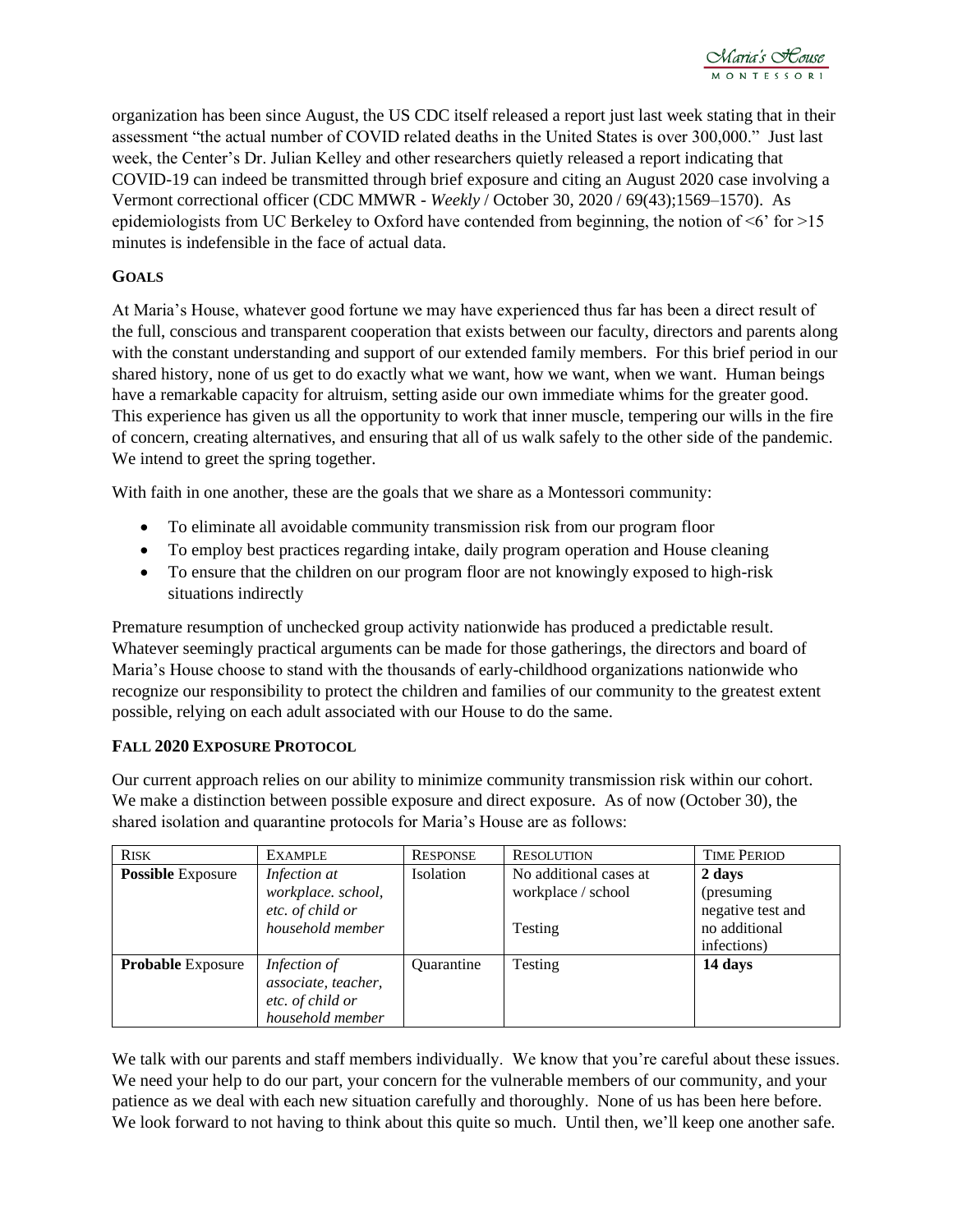organization has been since August, the US CDC itself released a report just last week stating that in their assessment "the actual number of COVID related deaths in the United States is over 300,000." Just last week, the Center's Dr. Julian Kelley and other researchers quietly released a report indicating that COVID-19 can indeed be transmitted through brief exposure and citing an August 2020 case involving a Vermont correctional officer (CDC MMWR - *Weekly* / October 30, 2020 / 69(43);1569–1570). As epidemiologists from UC Berkeley to Oxford have contended from beginning, the notion of <6' for >15 minutes is indefensible in the face of actual data.

**GOALS**

At Maria's House, whatever good fortune we may have experienced thus far has been a direct result of the full, conscious and transparent cooperation that exists between our faculty, directors and parents along with the constant understanding and support of our extended family members. For this brief period in our shared history, none of us get to do exactly what we want, how we want, when we want. Human beings have a remarkable capacity for altruism, setting aside our own immediate whims for the greater good. This experience has given us all the opportunity to work that inner muscle, tempering our wills in the fire of concern, creating alternatives, and ensuring that all of us walk safely to the other side of the pandemic. We intend to greet the spring together.

With faith in one another, these are the goals that we share as a Montessori community:

- To eliminate all avoidable community transmission risk from our program floor
- To employ best practices regarding intake, daily program operation and House cleaning
- To ensure that the children on our program floor are not knowingly exposed to high-risk situations indirectly

Premature resumption of unchecked group activity nationwide has produced a predictable result. Whatever seemingly practical arguments can be made for those gatherings, the directors and board of Maria's House choose to stand with the thousands of early-childhood organizations nationwide who recognize our responsibility to protect the children and families of our community to the greatest extent possible, relying on each adult associated with our House to do the same.

**FALL 2020 EXPOSURE PROTOCOL**

Our current approach relies on our ability to minimize community transmission risk within our cohort. We make a distinction between possible exposure and direct exposure. As of now (October 30), the shared isolation and quarantine protocols for Maria's House are as follows:

| RISK | EXAMPLE | RESPONSE | RESOLUTION | TIME PERIOD |
|---|---|---|---|---|
| **Possible** Exposure | *Infection at workplace. school, etc. of child or household member* | Isolation | No additional cases at workplace / school<br><br>Testing | **2 days** (presuming negative test and no additional infections) |
| **Probable** Exposure | *Infection of associate, teacher, etc. of child or household member* | Quarantine | Testing | **14 days** |

We talk with our parents and staff members individually. We know that you're careful about these issues. We need your help to do our part, your concern for the vulnerable members of our community, and your patience as we deal with each new situation carefully and thoroughly. None of us has been here before. We look forward to not having to think about this quite so much. Until then, we'll keep one another safe.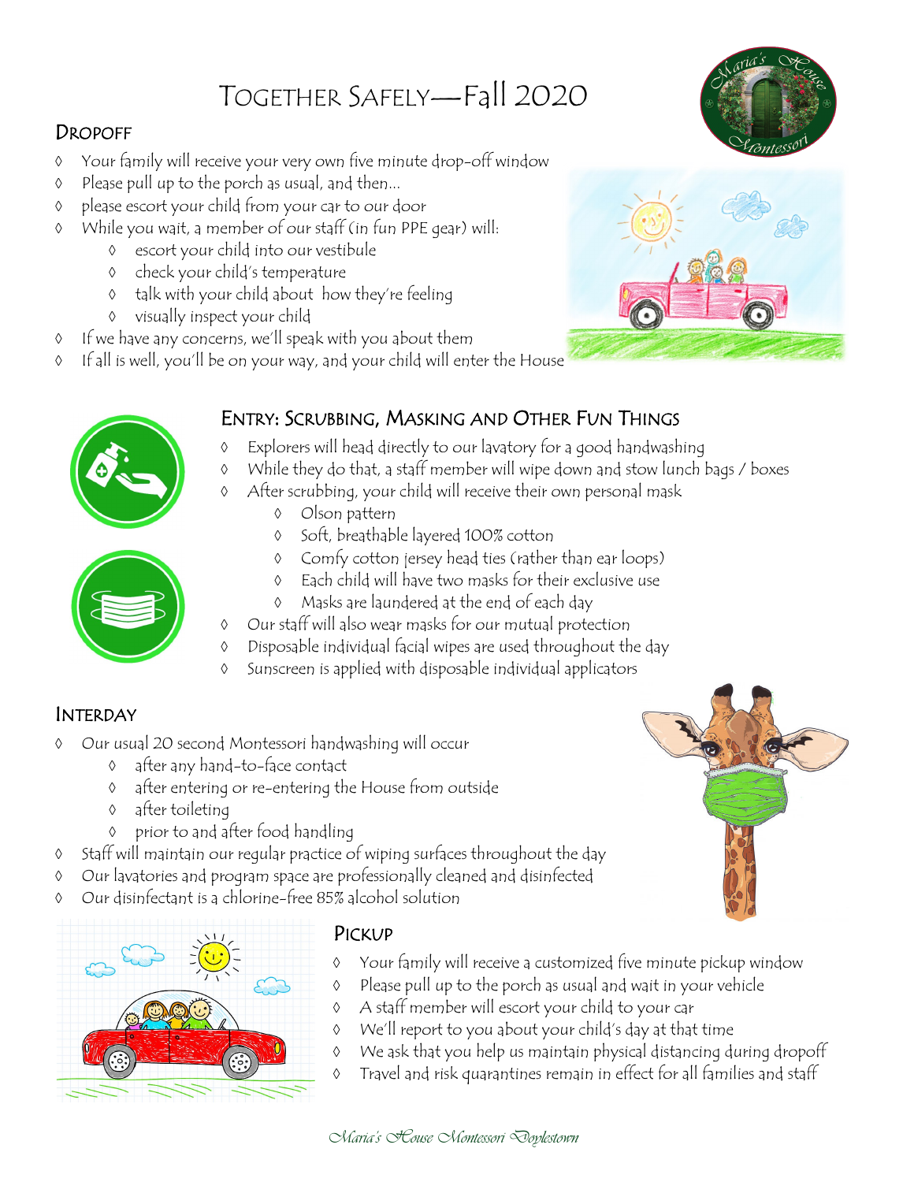# Together Safely—Fall 2020

## Dropoff

- Your family will receive your very own five minute drop-off window
- Please pull up to the porch as usual, and then…
- please escort your child from your car to our door
- While you wait, a member of our staff (in fun PPE gear) will:
  - escort your child into our vestibule
  - check your child's temperature
  - talk with your child about how they're feeling
  - visually inspect your child
- If we have any concerns, we'll speak with you about them
- If all is well, you'll be on your way, and your child will enter the House

## Entry: Scrubbing, Masking and Other Fun Things

- Explorers will head directly to our lavatory for a good handwashing
- While they do that, a staff member will wipe down and stow lunch bags / boxes
- After scrubbing, your child will receive their own personal mask
  - Olson pattern
  - Soft, breathable layered 100% cotton
  - Comfy cotton jersey head ties (rather than ear loops)
  - Each child will have two masks for their exclusive use
  - Masks are laundered at the end of each day
- Our staff will also wear masks for our mutual protection
- Disposable individual facial wipes are used throughout the day
- Sunscreen is applied with disposable individual applicators

## Interday

- Our usual 20 second Montessori handwashing will occur
  - after any hand-to-face contact
  - after entering or re-entering the House from outside
  - after toileting
  - prior to and after food handling
- Staff will maintain our regular practice of wiping surfaces throughout the day
- Our lavatories and program space are professionally cleaned and disinfected
- Our disinfectant is a chlorine-free 85% alcohol solution

## Pickup

- Your family will receive a customized five minute pickup window
- Please pull up to the porch as usual and wait in your vehicle
- A staff member will escort your child to your car
- We'll report to you about your child's day at that time
- We ask that you help us maintain physical distancing during dropoff
- Travel and risk quarantines remain in effect for all families and staff

*Maria's House Montessori Doylestown*